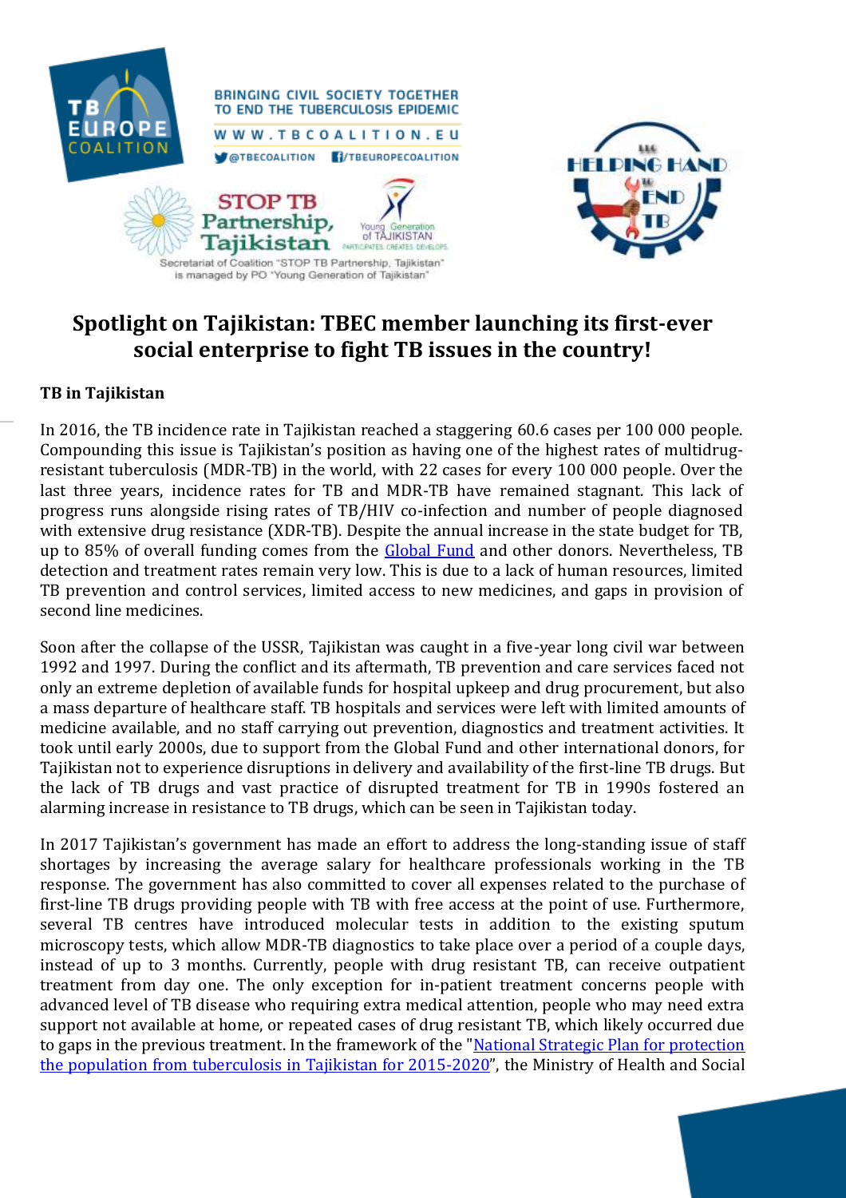BRINGING CIVIL SOCIETY TOGETHER TO END THE TUBERCULOSIS EPIDEMIC

WWW.TBCOALITION.EU

@TBECOALITION /TBEUROPECOALITION

Secretariat of Coalition "STOP TB Partnership, Tajikistan" is managed by PO "Young Generation of Tajikistan"

# Spotlight on Tajikistan: TBEC member launching its first-ever social enterprise to fight TB issues in the country!

**TB in Tajikistan**

In 2016, the TB incidence rate in Tajikistan reached a staggering 60.6 cases per 100 000 people. Compounding this issue is Tajikistan's position as having one of the highest rates of multidrug-resistant tuberculosis (MDR-TB) in the world, with 22 cases for every 100 000 people. Over the last three years, incidence rates for TB and MDR-TB have remained stagnant. This lack of progress runs alongside rising rates of TB/HIV co-infection and number of people diagnosed with extensive drug resistance (XDR-TB). Despite the annual increase in the state budget for TB, up to 85% of overall funding comes from the Global Fund and other donors. Nevertheless, TB detection and treatment rates remain very low. This is due to a lack of human resources, limited TB prevention and control services, limited access to new medicines, and gaps in provision of second line medicines.

Soon after the collapse of the USSR, Tajikistan was caught in a five-year long civil war between 1992 and 1997. During the conflict and its aftermath, TB prevention and care services faced not only an extreme depletion of available funds for hospital upkeep and drug procurement, but also a mass departure of healthcare staff. TB hospitals and services were left with limited amounts of medicine available, and no staff carrying out prevention, diagnostics and treatment activities. It took until early 2000s, due to support from the Global Fund and other international donors, for Tajikistan not to experience disruptions in delivery and availability of the first-line TB drugs. But the lack of TB drugs and vast practice of disrupted treatment for TB in 1990s fostered an alarming increase in resistance to TB drugs, which can be seen in Tajikistan today.

In 2017 Tajikistan's government has made an effort to address the long-standing issue of staff shortages by increasing the average salary for healthcare professionals working in the TB response. The government has also committed to cover all expenses related to the purchase of first-line TB drugs providing people with TB with free access at the point of use. Furthermore, several TB centres have introduced molecular tests in addition to the existing sputum microscopy tests, which allow MDR-TB diagnostics to take place over a period of a couple days, instead of up to 3 months. Currently, people with drug resistant TB, can receive outpatient treatment from day one. The only exception for in-patient treatment concerns people with advanced level of TB disease who requiring extra medical attention, people who may need extra support not available at home, or repeated cases of drug resistant TB, which likely occurred due to gaps in the previous treatment. In the framework of the "National Strategic Plan for protection the population from tuberculosis in Tajikistan for 2015-2020", the Ministry of Health and Social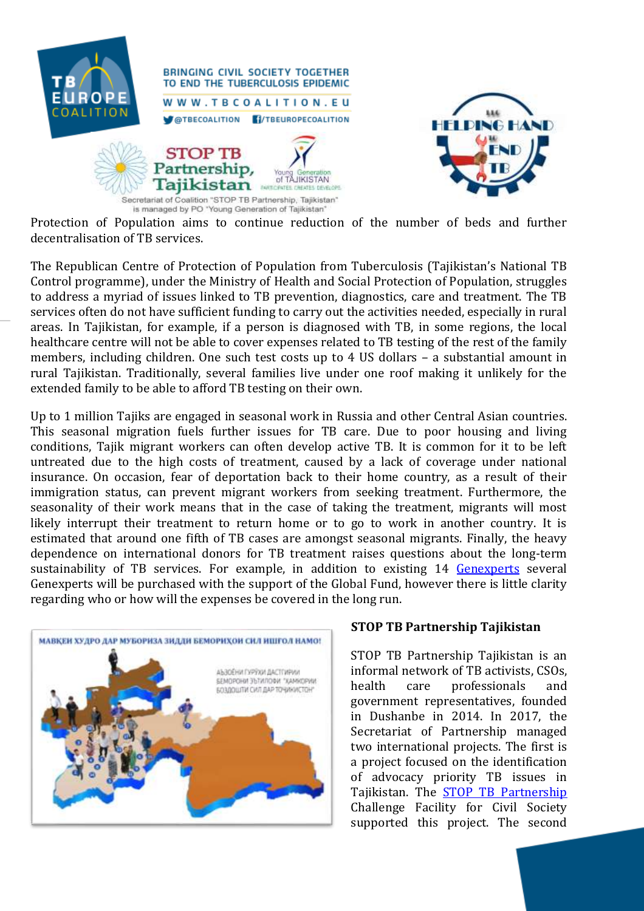Protection of Population aims to continue reduction of the number of beds and further decentralisation of TB services.

The Republican Centre of Protection of Population from Tuberculosis (Tajikistan's National TB Control programme), under the Ministry of Health and Social Protection of Population, struggles to address a myriad of issues linked to TB prevention, diagnostics, care and treatment. The TB services often do not have sufficient funding to carry out the activities needed, especially in rural areas. In Tajikistan, for example, if a person is diagnosed with TB, in some regions, the local healthcare centre will not be able to cover expenses related to TB testing of the rest of the family members, including children. One such test costs up to 4 US dollars – a substantial amount in rural Tajikistan. Traditionally, several families live under one roof making it unlikely for the extended family to be able to afford TB testing on their own.

Up to 1 million Tajiks are engaged in seasonal work in Russia and other Central Asian countries. This seasonal migration fuels further issues for TB care. Due to poor housing and living conditions, Tajik migrant workers can often develop active TB. It is common for it to be left untreated due to the high costs of treatment, caused by a lack of coverage under national insurance. On occasion, fear of deportation back to their home country, as a result of their immigration status, can prevent migrant workers from seeking treatment. Furthermore, the seasonality of their work means that in the case of taking the treatment, migrants will most likely interrupt their treatment to return home or to go to work in another country. It is estimated that around one fifth of TB cases are amongst seasonal migrants. Finally, the heavy dependence on international donors for TB treatment raises questions about the long-term sustainability of TB services. For example, in addition to existing 14 Genexperts several Genexperts will be purchased with the support of the Global Fund, however there is little clarity regarding who or how will the expenses be covered in the long run.

### STOP TB Partnership Tajikistan

STOP TB Partnership Tajikistan is an informal network of TB activists, CSOs, health care professionals and government representatives, founded in Dushanbe in 2014. In 2017, the Secretariat of Partnership managed two international projects. The first is a project focused on the identification of advocacy priority TB issues in Tajikistan. The STOP TB Partnership Challenge Facility for Civil Society supported this project. The second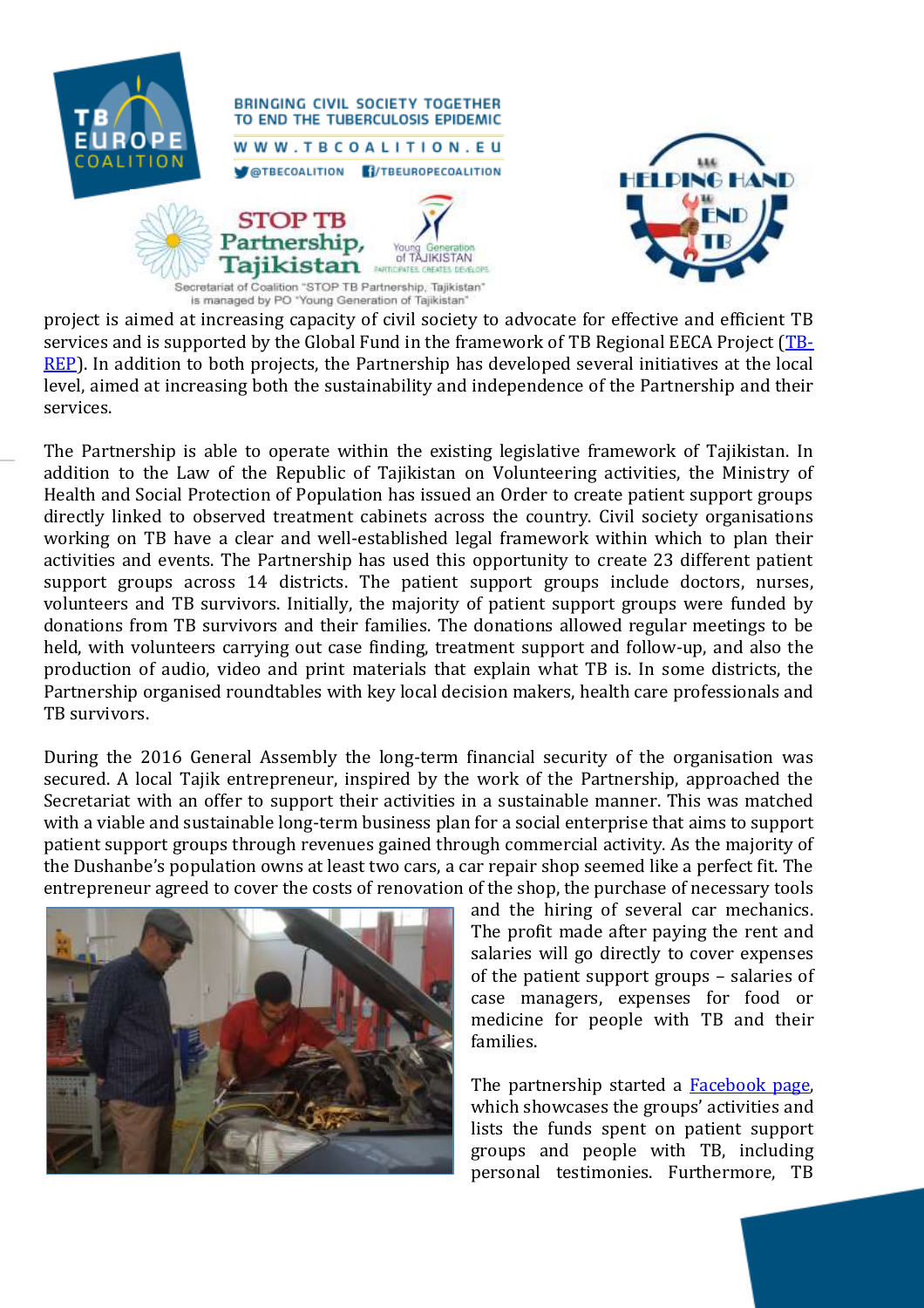project is aimed at increasing capacity of civil society to advocate for effective and efficient TB services and is supported by the Global Fund in the framework of TB Regional EECA Project ([TB-REP](TB-REP)). In addition to both projects, the Partnership has developed several initiatives at the local level, aimed at increasing both the sustainability and independence of the Partnership and their services.

The Partnership is able to operate within the existing legislative framework of Tajikistan. In addition to the Law of the Republic of Tajikistan on Volunteering activities, the Ministry of Health and Social Protection of Population has issued an Order to create patient support groups directly linked to observed treatment cabinets across the country. Civil society organisations working on TB have a clear and well-established legal framework within which to plan their activities and events. The Partnership has used this opportunity to create 23 different patient support groups across 14 districts. The patient support groups include doctors, nurses, volunteers and TB survivors. Initially, the majority of patient support groups were funded by donations from TB survivors and their families. The donations allowed regular meetings to be held, with volunteers carrying out case finding, treatment support and follow-up, and also the production of audio, video and print materials that explain what TB is. In some districts, the Partnership organised roundtables with key local decision makers, health care professionals and TB survivors.

During the 2016 General Assembly the long-term financial security of the organisation was secured. A local Tajik entrepreneur, inspired by the work of the Partnership, approached the Secretariat with an offer to support their activities in a sustainable manner. This was matched with a viable and sustainable long-term business plan for a social enterprise that aims to support patient support groups through revenues gained through commercial activity. As the majority of the Dushanbe's population owns at least two cars, a car repair shop seemed like a perfect fit. The entrepreneur agreed to cover the costs of renovation of the shop, the purchase of necessary tools and the hiring of several car mechanics. The profit made after paying the rent and salaries will go directly to cover expenses of the patient support groups – salaries of case managers, expenses for food or medicine for people with TB and their families.

The partnership started a [Facebook page](Facebook page), which showcases the groups' activities and lists the funds spent on patient support groups and people with TB, including personal testimonies. Furthermore, TB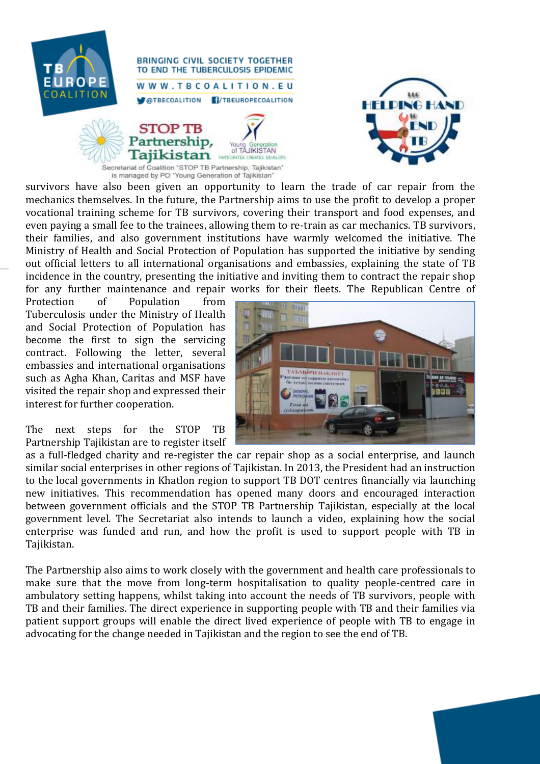survivors have also been given an opportunity to learn the trade of car repair from the mechanics themselves. In the future, the Partnership aims to use the profit to develop a proper vocational training scheme for TB survivors, covering their transport and food expenses, and even paying a small fee to the trainees, allowing them to re-train as car mechanics. TB survivors, their families, and also government institutions have warmly welcomed the initiative. The Ministry of Health and Social Protection of Population has supported the initiative by sending out official letters to all international organisations and embassies, explaining the state of TB incidence in the country, presenting the initiative and inviting them to contract the repair shop for any further maintenance and repair works for their fleets. The Republican Centre of Protection of Population from Tuberculosis under the Ministry of Health and Social Protection of Population has become the first to sign the servicing contract. Following the letter, several embassies and international organisations such as Agha Khan, Caritas and MSF have visited the repair shop and expressed their interest for further cooperation.

The next steps for the STOP TB Partnership Tajikistan are to register itself as a full-fledged charity and re-register the car repair shop as a social enterprise, and launch similar social enterprises in other regions of Tajikistan. In 2013, the President had an instruction to the local governments in Khatlon region to support TB DOT centres financially via launching new initiatives. This recommendation has opened many doors and encouraged interaction between government officials and the STOP TB Partnership Tajikistan, especially at the local government level. The Secretariat also intends to launch a video, explaining how the social enterprise was funded and run, and how the profit is used to support people with TB in Tajikistan.

The Partnership also aims to work closely with the government and health care professionals to make sure that the move from long-term hospitalisation to quality people-centred care in ambulatory setting happens, whilst taking into account the needs of TB survivors, people with TB and their families. The direct experience in supporting people with TB and their families via patient support groups will enable the direct lived experience of people with TB to engage in advocating for the change needed in Tajikistan and the region to see the end of TB.